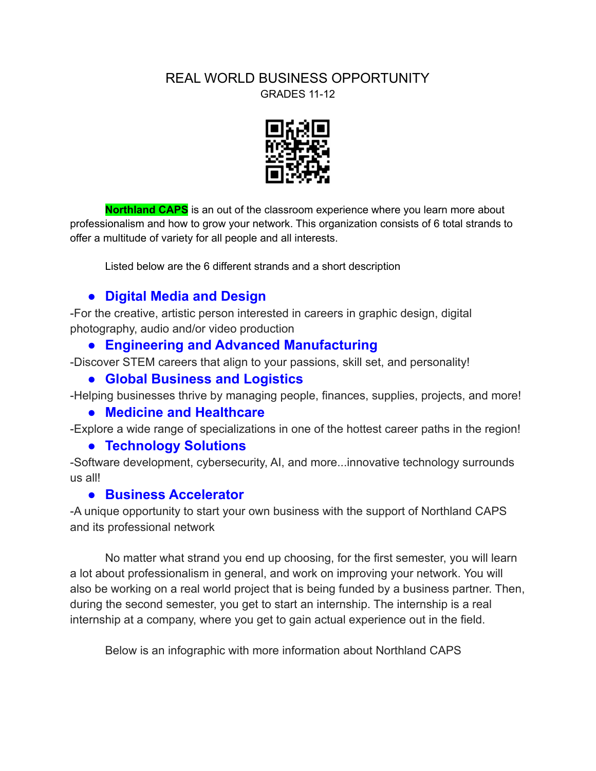# REAL WORLD BUSINESS OPPORTUNITY

GRADES 11-12

**Northland CAPS** is an out of the classroom experience where you learn more about professionalism and how to grow your network. This organization consists of 6 total strands to offer a multitude of variety for all people and all interests.

Listed below are the 6 different strands and a short description

- **Digital Media and Design**

-For the creative, artistic person interested in careers in graphic design, digital photography, audio and/or video production

- **Engineering and Advanced Manufacturing**

-Discover STEM careers that align to your passions, skill set, and personality!

- **Global Business and Logistics**

-Helping businesses thrive by managing people, finances, supplies, projects, and more!

- **Medicine and Healthcare**

-Explore a wide range of specializations in one of the hottest career paths in the region!

- **Technology Solutions**

-Software development, cybersecurity, AI, and more...innovative technology surrounds us all!

- **Business Accelerator**

-A unique opportunity to start your own business with the support of Northland CAPS and its professional network

No matter what strand you end up choosing, for the first semester, you will learn a lot about professionalism in general, and work on improving your network. You will also be working on a real world project that is being funded by a business partner. Then, during the second semester, you get to start an internship. The internship is a real internship at a company, where you get to gain actual experience out in the field.

Below is an infographic with more information about Northland CAPS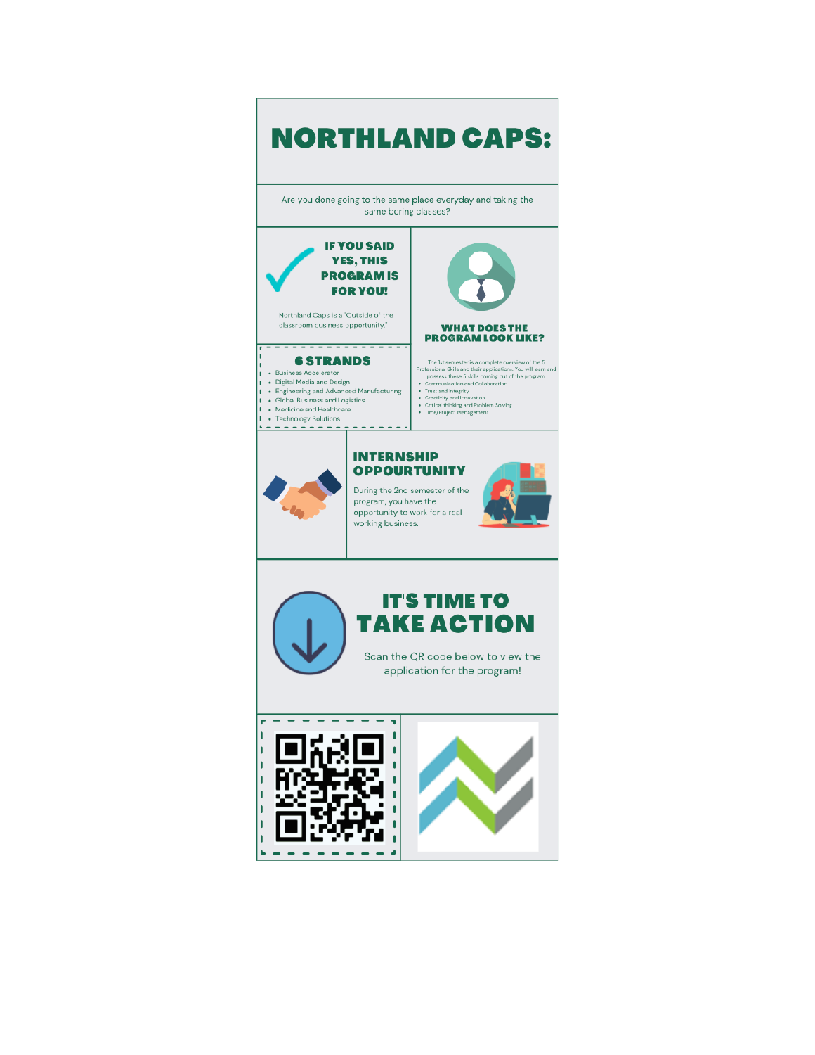# NORTHLAND CAPS:

Are you done going to the same place everyday and taking the same boring classes?

## IF YOU SAID YES, THIS PROGRAM IS FOR YOU!

Northland Caps is a "Outside of the classroom business opportunity."

## WHAT DOES THE PROGRAM LOOK LIKE?

The 1st semester is a complete overview of the 5 Professional Skills and their applications. You will learn and possess these 5 skills coming out of the program:

- Communication and Collaboration
- Trust and Integrity
- Creativity and Innovation
- Critical thinking and Problem Solving
- Time/Project Management

## 6 STRANDS

- Business Accelerator
- Digital Media and Design
- Engineering and Advanced Manufacturing
- Global Business and Logistics
- Medicine and Healthcare
- Technology Solutions

## INTERNSHIP OPPOURTUNITY

During the 2nd semester of the program, you have the opportunity to work for a real working business.

## IT'S TIME TO TAKE ACTION

Scan the QR code below to view the application for the program!